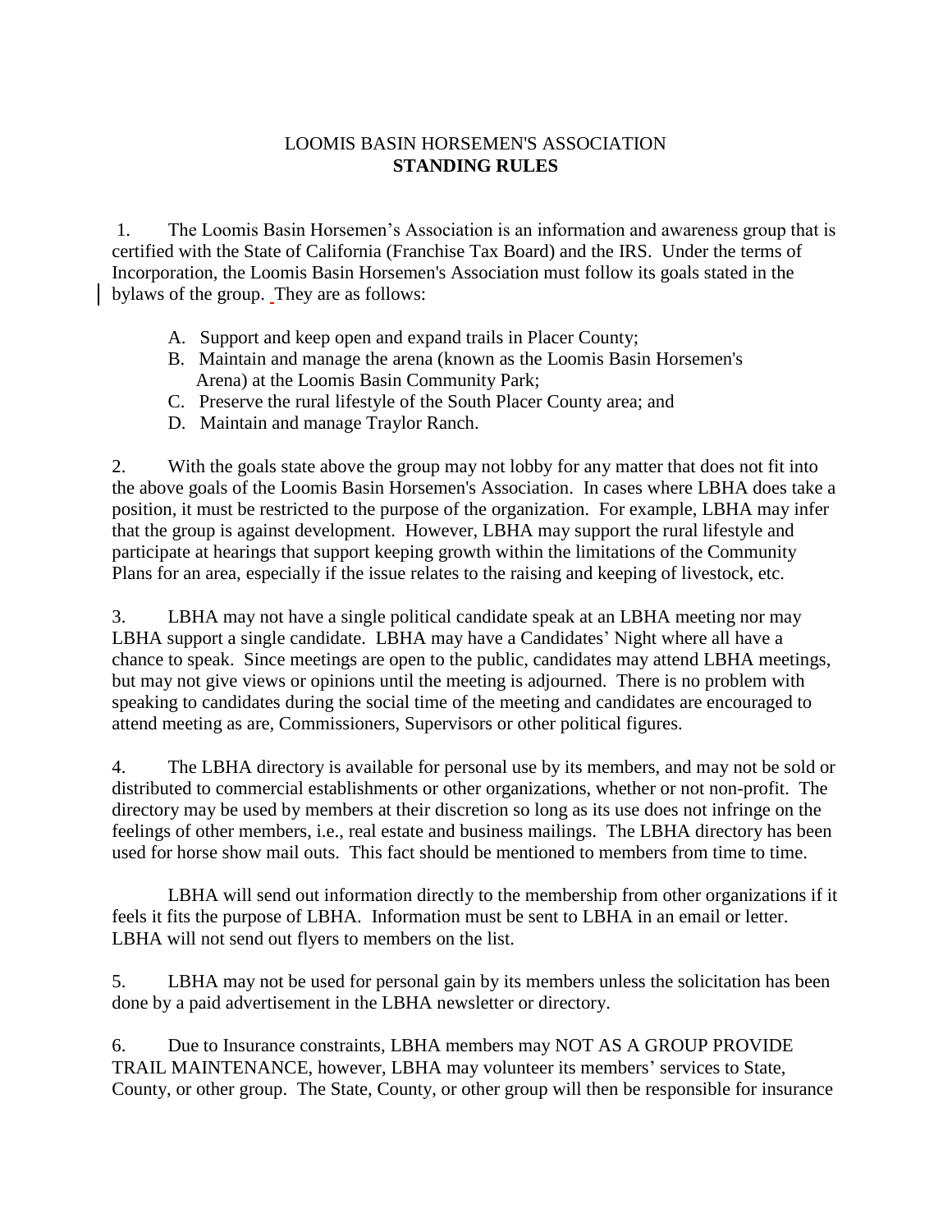# LOOMIS BASIN HORSEMEN'S ASSOCIATION
## STANDING RULES

1. The Loomis Basin Horsemen's Association is an information and awareness group that is certified with the State of California (Franchise Tax Board) and the IRS. Under the terms of Incorporation, the Loomis Basin Horsemen's Association must follow its goals stated in the bylaws of the group. They are as follows:

   A. Support and keep open and expand trails in Placer County;
   B. Maintain and manage the arena (known as the Loomis Basin Horsemen's Arena) at the Loomis Basin Community Park;
   C. Preserve the rural lifestyle of the South Placer County area; and
   D. Maintain and manage Traylor Ranch.

2. With the goals state above the group may not lobby for any matter that does not fit into the above goals of the Loomis Basin Horsemen's Association. In cases where LBHA does take a position, it must be restricted to the purpose of the organization. For example, LBHA may infer that the group is against development. However, LBHA may support the rural lifestyle and participate at hearings that support keeping growth within the limitations of the Community Plans for an area, especially if the issue relates to the raising and keeping of livestock, etc.

3. LBHA may not have a single political candidate speak at an LBHA meeting nor may LBHA support a single candidate. LBHA may have a Candidates' Night where all have a chance to speak. Since meetings are open to the public, candidates may attend LBHA meetings, but may not give views or opinions until the meeting is adjourned. There is no problem with speaking to candidates during the social time of the meeting and candidates are encouraged to attend meeting as are, Commissioners, Supervisors or other political figures.

4. The LBHA directory is available for personal use by its members, and may not be sold or distributed to commercial establishments or other organizations, whether or not non-profit. The directory may be used by members at their discretion so long as its use does not infringe on the feelings of other members, i.e., real estate and business mailings. The LBHA directory has been used for horse show mail outs. This fact should be mentioned to members from time to time.

   LBHA will send out information directly to the membership from other organizations if it feels it fits the purpose of LBHA. Information must be sent to LBHA in an email or letter. LBHA will not send out flyers to members on the list.

5. LBHA may not be used for personal gain by its members unless the solicitation has been done by a paid advertisement in the LBHA newsletter or directory.

6. Due to Insurance constraints, LBHA members may NOT AS A GROUP PROVIDE TRAIL MAINTENANCE, however, LBHA may volunteer its members' services to State, County, or other group. The State, County, or other group will then be responsible for insurance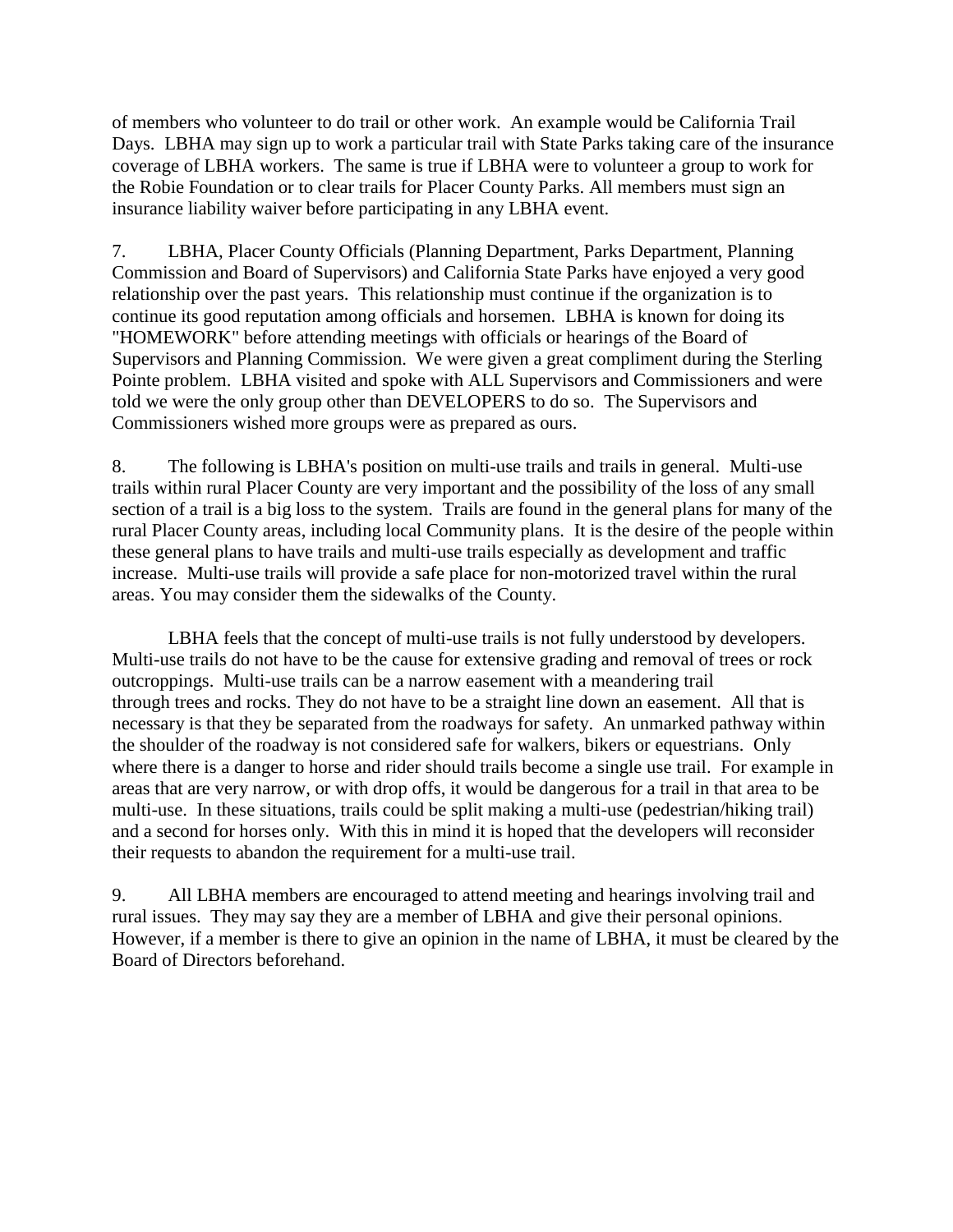of members who volunteer to do trail or other work. An example would be California Trail Days. LBHA may sign up to work a particular trail with State Parks taking care of the insurance coverage of LBHA workers. The same is true if LBHA were to volunteer a group to work for the Robie Foundation or to clear trails for Placer County Parks. All members must sign an insurance liability waiver before participating in any LBHA event.

7. LBHA, Placer County Officials (Planning Department, Parks Department, Planning Commission and Board of Supervisors) and California State Parks have enjoyed a very good relationship over the past years. This relationship must continue if the organization is to continue its good reputation among officials and horsemen. LBHA is known for doing its "HOMEWORK" before attending meetings with officials or hearings of the Board of Supervisors and Planning Commission. We were given a great compliment during the Sterling Pointe problem. LBHA visited and spoke with ALL Supervisors and Commissioners and were told we were the only group other than DEVELOPERS to do so. The Supervisors and Commissioners wished more groups were as prepared as ours.

8. The following is LBHA's position on multi-use trails and trails in general. Multi-use trails within rural Placer County are very important and the possibility of the loss of any small section of a trail is a big loss to the system. Trails are found in the general plans for many of the rural Placer County areas, including local Community plans. It is the desire of the people within these general plans to have trails and multi-use trails especially as development and traffic increase. Multi-use trails will provide a safe place for non-motorized travel within the rural areas. You may consider them the sidewalks of the County.

LBHA feels that the concept of multi-use trails is not fully understood by developers. Multi-use trails do not have to be the cause for extensive grading and removal of trees or rock outcroppings. Multi-use trails can be a narrow easement with a meandering trail through trees and rocks. They do not have to be a straight line down an easement. All that is necessary is that they be separated from the roadways for safety. An unmarked pathway within the shoulder of the roadway is not considered safe for walkers, bikers or equestrians. Only where there is a danger to horse and rider should trails become a single use trail. For example in areas that are very narrow, or with drop offs, it would be dangerous for a trail in that area to be multi-use. In these situations, trails could be split making a multi-use (pedestrian/hiking trail) and a second for horses only. With this in mind it is hoped that the developers will reconsider their requests to abandon the requirement for a multi-use trail.

9. All LBHA members are encouraged to attend meeting and hearings involving trail and rural issues. They may say they are a member of LBHA and give their personal opinions. However, if a member is there to give an opinion in the name of LBHA, it must be cleared by the Board of Directors beforehand.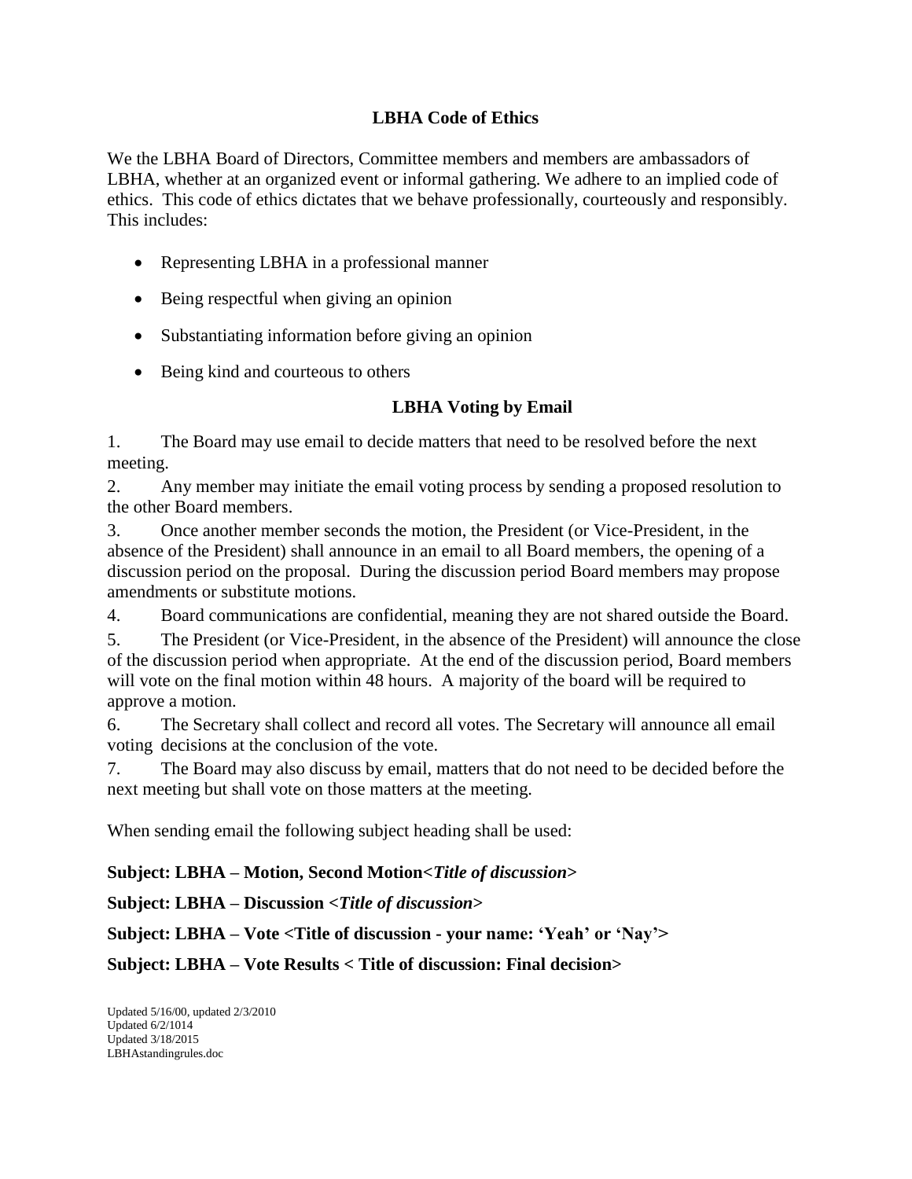## LBHA Code of Ethics

We the LBHA Board of Directors, Committee members and members are ambassadors of LBHA, whether at an organized event or informal gathering. We adhere to an implied code of ethics. This code of ethics dictates that we behave professionally, courteously and responsibly. This includes:

- Representing LBHA in a professional manner
- Being respectful when giving an opinion
- Substantiating information before giving an opinion
- Being kind and courteous to others

## LBHA Voting by Email

1. The Board may use email to decide matters that need to be resolved before the next meeting.
2. Any member may initiate the email voting process by sending a proposed resolution to the other Board members.
3. Once another member seconds the motion, the President (or Vice-President, in the absence of the President) shall announce in an email to all Board members, the opening of a discussion period on the proposal. During the discussion period Board members may propose amendments or substitute motions.
4. Board communications are confidential, meaning they are not shared outside the Board.
5. The President (or Vice-President, in the absence of the President) will announce the close of the discussion period when appropriate. At the end of the discussion period, Board members will vote on the final motion within 48 hours. A majority of the board will be required to approve a motion.
6. The Secretary shall collect and record all votes. The Secretary will announce all email voting decisions at the conclusion of the vote.
7. The Board may also discuss by email, matters that do not need to be decided before the next meeting but shall vote on those matters at the meeting.

When sending email the following subject heading shall be used:

**Subject: LBHA – Motion, Second Motion<*Title of discussion*>**

**Subject: LBHA – Discussion <*Title of discussion*>**

**Subject: LBHA – Vote <Title of discussion - your name: 'Yeah' or 'Nay'>**

**Subject: LBHA – Vote Results < Title of discussion: Final decision>**

Updated 5/16/00, updated 2/3/2010
Updated 6/2/1014
Updated 3/18/2015
LBHAstandingrules.doc